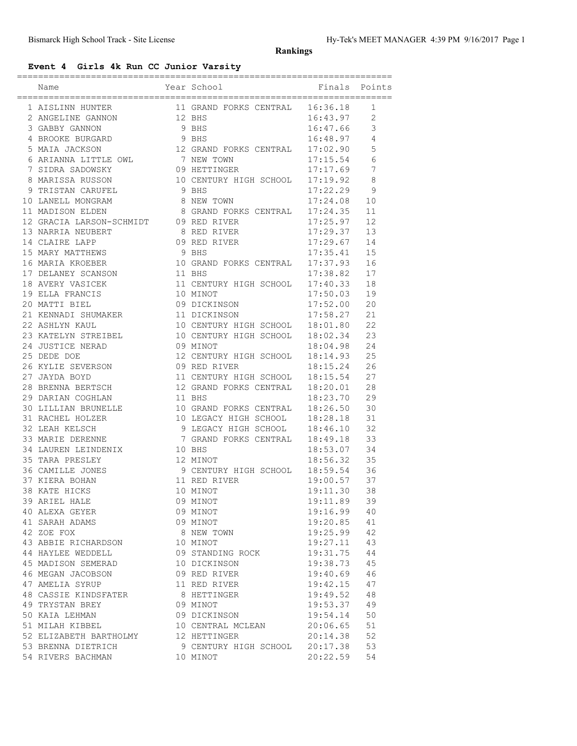## Rankings

### Event 4 Girls 4k Run CC Junior Varsity

| | Name | Year | School | Finals | Points |
|---|---|---|---|---|---|
| 1 | AISLINN HUNTER | 11 | GRAND FORKS CENTRAL | 16:36.18 | 1 |
| 2 | ANGELINE GANNON | 12 | BHS | 16:43.97 | 2 |
| 3 | GABBY GANNON | 9 | BHS | 16:47.66 | 3 |
| 4 | BROOKE BURGARD | 9 | BHS | 16:48.97 | 4 |
| 5 | MAIA JACKSON | 12 | GRAND FORKS CENTRAL | 17:02.90 | 5 |
| 6 | ARIANNA LITTLE OWL | 7 | NEW TOWN | 17:15.54 | 6 |
| 7 | SIDRA SADOWSKY | 09 | HETTINGER | 17:17.69 | 7 |
| 8 | MARISSA RUSSON | 10 | CENTURY HIGH SCHOOL | 17:19.92 | 8 |
| 9 | TRISTAN CARUFEL | 9 | BHS | 17:22.29 | 9 |
| 10 | LANELL MONGRAM | 8 | NEW TOWN | 17:24.08 | 10 |
| 11 | MADISON ELDEN | 8 | GRAND FORKS CENTRAL | 17:24.35 | 11 |
| 12 | GRACIA LARSON-SCHMIDT | 09 | RED RIVER | 17:25.97 | 12 |
| 13 | NARRIA NEUBERT | 8 | RED RIVER | 17:29.37 | 13 |
| 14 | CLAIRE LAPP | 09 | RED RIVER | 17:29.67 | 14 |
| 15 | MARY MATTHEWS | 9 | BHS | 17:35.41 | 15 |
| 16 | MARIA KROEBER | 10 | GRAND FORKS CENTRAL | 17:37.93 | 16 |
| 17 | DELANEY SCANSON | 11 | BHS | 17:38.82 | 17 |
| 18 | AVERY VASICEK | 11 | CENTURY HIGH SCHOOL | 17:40.33 | 18 |
| 19 | ELLA FRANCIS | 10 | MINOT | 17:50.03 | 19 |
| 20 | MATTI BIEL | 09 | DICKINSON | 17:52.00 | 20 |
| 21 | KENNADI SHUMAKER | 11 | DICKINSON | 17:58.27 | 21 |
| 22 | ASHLYN KAUL | 10 | CENTURY HIGH SCHOOL | 18:01.80 | 22 |
| 23 | KATELYN STREIBEL | 10 | CENTURY HIGH SCHOOL | 18:02.34 | 23 |
| 24 | JUSTICE NERAD | 09 | MINOT | 18:04.98 | 24 |
| 25 | DEDE DOE | 12 | CENTURY HIGH SCHOOL | 18:14.93 | 25 |
| 26 | KYLIE SEVERSON | 09 | RED RIVER | 18:15.24 | 26 |
| 27 | JAYDA BOYD | 11 | CENTURY HIGH SCHOOL | 18:15.54 | 27 |
| 28 | BRENNA BERTSCH | 12 | GRAND FORKS CENTRAL | 18:20.01 | 28 |
| 29 | DARIAN COGHLAN | 11 | BHS | 18:23.70 | 29 |
| 30 | LILLIAN BRUNELLE | 10 | GRAND FORKS CENTRAL | 18:26.50 | 30 |
| 31 | RACHEL HOLZER | 10 | LEGACY HIGH SCHOOL | 18:28.18 | 31 |
| 32 | LEAH KELSCH | 9 | LEGACY HIGH SCHOOL | 18:46.10 | 32 |
| 33 | MARIE DERENNE | 7 | GRAND FORKS CENTRAL | 18:49.18 | 33 |
| 34 | LAUREN LEINDENIX | 10 | BHS | 18:53.07 | 34 |
| 35 | TARA PRESLEY | 12 | MINOT | 18:56.32 | 35 |
| 36 | CAMILLE JONES | 9 | CENTURY HIGH SCHOOL | 18:59.54 | 36 |
| 37 | KIERA BOHAN | 11 | RED RIVER | 19:00.57 | 37 |
| 38 | KATE HICKS | 10 | MINOT | 19:11.30 | 38 |
| 39 | ARIEL HALE | 09 | MINOT | 19:11.89 | 39 |
| 40 | ALEXA GEYER | 09 | MINOT | 19:16.99 | 40 |
| 41 | SARAH ADAMS | 09 | MINOT | 19:20.85 | 41 |
| 42 | ZOE FOX | 8 | NEW TOWN | 19:25.99 | 42 |
| 43 | ABBIE RICHARDSON | 10 | MINOT | 19:27.11 | 43 |
| 44 | HAYLEE WEDDELL | 09 | STANDING ROCK | 19:31.75 | 44 |
| 45 | MADISON SEMERAD | 10 | DICKINSON | 19:38.73 | 45 |
| 46 | MEGAN JACOBSON | 09 | RED RIVER | 19:40.69 | 46 |
| 47 | AMELIA SYRUP | 11 | RED RIVER | 19:42.15 | 47 |
| 48 | CASSIE KINDSFATER | 8 | HETTINGER | 19:49.52 | 48 |
| 49 | TRYSTAN BREY | 09 | MINOT | 19:53.37 | 49 |
| 50 | KAIA LEHMAN | 09 | DICKINSON | 19:54.14 | 50 |
| 51 | MILAH KIBBEL | 10 | CENTRAL MCLEAN | 20:06.65 | 51 |
| 52 | ELIZABETH BARTHOLMY | 12 | HETTINGER | 20:14.38 | 52 |
| 53 | BRENNA DIETRICH | 9 | CENTURY HIGH SCHOOL | 20:17.38 | 53 |
| 54 | RIVERS BACHMAN | 10 | MINOT | 20:22.59 | 54 |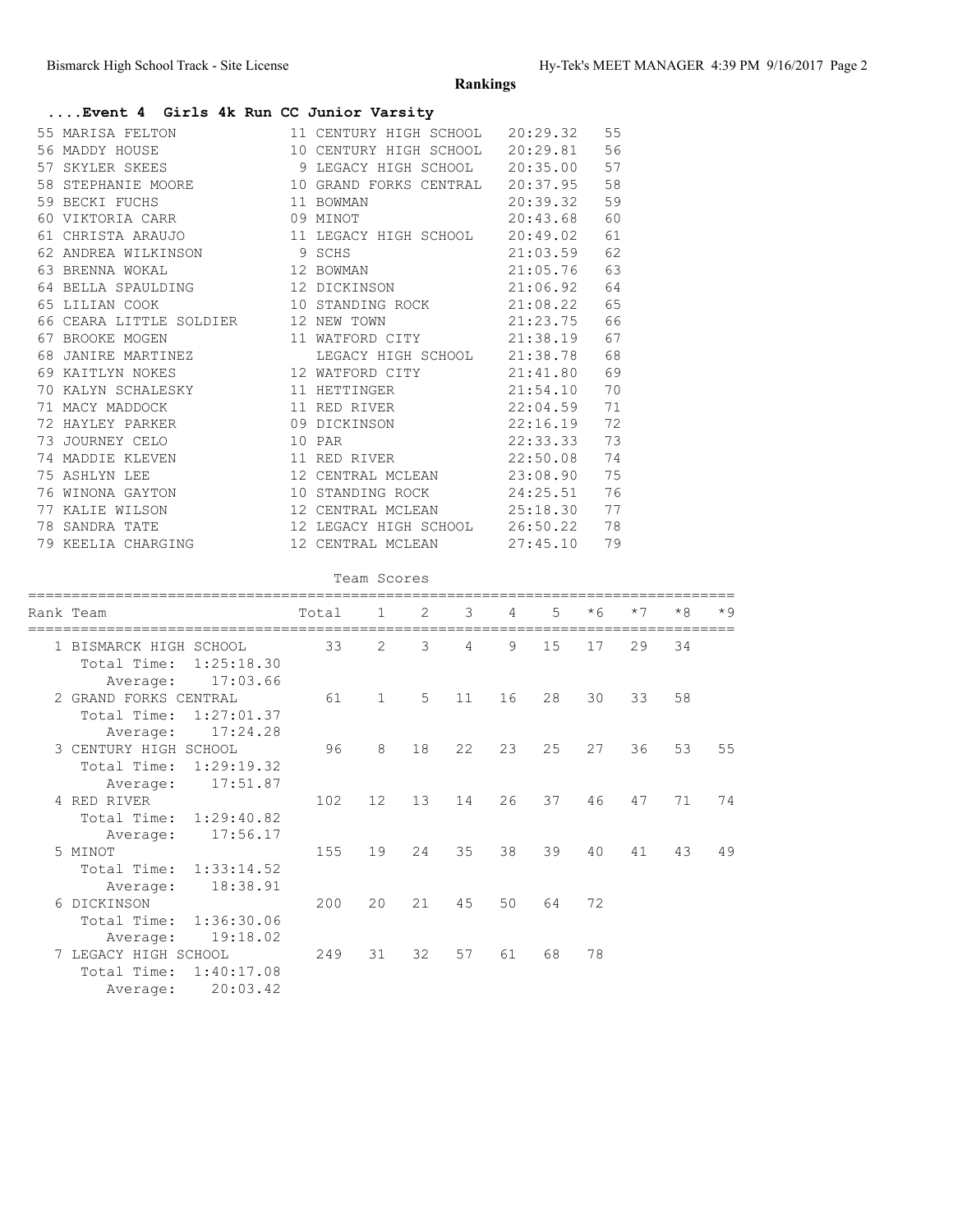## Rankings

### ....Event 4 Girls 4k Run CC Junior Varsity

| | | | | | |
|---|---|---|---|---|---|
| 55 | MARISA FELTON | 11 | CENTURY HIGH SCHOOL | 20:29.32 | 55 |
| 56 | MADDY HOUSE | 10 | CENTURY HIGH SCHOOL | 20:29.81 | 56 |
| 57 | SKYLER SKEES | 9 | LEGACY HIGH SCHOOL | 20:35.00 | 57 |
| 58 | STEPHANIE MOORE | 10 | GRAND FORKS CENTRAL | 20:37.95 | 58 |
| 59 | BECKI FUCHS | 11 | BOWMAN | 20:39.32 | 59 |
| 60 | VIKTORIA CARR | 09 | MINOT | 20:43.68 | 60 |
| 61 | CHRISTA ARAUJO | 11 | LEGACY HIGH SCHOOL | 20:49.02 | 61 |
| 62 | ANDREA WILKINSON | 9 | SCHS | 21:03.59 | 62 |
| 63 | BRENNA WOKAL | 12 | BOWMAN | 21:05.76 | 63 |
| 64 | BELLA SPAULDING | 12 | DICKINSON | 21:06.92 | 64 |
| 65 | LILIAN COOK | 10 | STANDING ROCK | 21:08.22 | 65 |
| 66 | CEARA LITTLE SOLDIER | 12 | NEW TOWN | 21:23.75 | 66 |
| 67 | BROOKE MOGEN | 11 | WATFORD CITY | 21:38.19 | 67 |
| 68 | JANIRE MARTINEZ | | LEGACY HIGH SCHOOL | 21:38.78 | 68 |
| 69 | KAITLYN NOKES | 12 | WATFORD CITY | 21:41.80 | 69 |
| 70 | KALYN SCHALESKY | 11 | HETTINGER | 21:54.10 | 70 |
| 71 | MACY MADDOCK | 11 | RED RIVER | 22:04.59 | 71 |
| 72 | HAYLEY PARKER | 09 | DICKINSON | 22:16.19 | 72 |
| 73 | JOURNEY CELO | 10 | PAR | 22:33.33 | 73 |
| 74 | MADDIE KLEVEN | 11 | RED RIVER | 22:50.08 | 74 |
| 75 | ASHLYN LEE | 12 | CENTRAL MCLEAN | 23:08.90 | 75 |
| 76 | WINONA GAYTON | 10 | STANDING ROCK | 24:25.51 | 76 |
| 77 | KALIE WILSON | 12 | CENTRAL MCLEAN | 25:18.30 | 77 |
| 78 | SANDRA TATE | 12 | LEGACY HIGH SCHOOL | 26:50.22 | 78 |
| 79 | KEELIA CHARGING | 12 | CENTRAL MCLEAN | 27:45.10 | 79 |

Team Scores

| Rank | Team | Total | 1 | 2 | 3 | 4 | 5 | *6 | *7 | *8 | *9 |
|---|---|---|---|---|---|---|---|---|---|---|---|
| 1 | BISMARCK HIGH SCHOOL | 33 | 2 | 3 | 4 | 9 | 15 | 17 | 29 | 34 | |
| | Total Time: 1:25:18.30 | | | | | | | | | | |
| | Average: 17:03.66 | | | | | | | | | | |
| 2 | GRAND FORKS CENTRAL | 61 | 1 | 5 | 11 | 16 | 28 | 30 | 33 | 58 | |
| | Total Time: 1:27:01.37 | | | | | | | | | | |
| | Average: 17:24.28 | | | | | | | | | | |
| 3 | CENTURY HIGH SCHOOL | 96 | 8 | 18 | 22 | 23 | 25 | 27 | 36 | 53 | 55 |
| | Total Time: 1:29:19.32 | | | | | | | | | | |
| | Average: 17:51.87 | | | | | | | | | | |
| 4 | RED RIVER | 102 | 12 | 13 | 14 | 26 | 37 | 46 | 47 | 71 | 74 |
| | Total Time: 1:29:40.82 | | | | | | | | | | |
| | Average: 17:56.17 | | | | | | | | | | |
| 5 | MINOT | 155 | 19 | 24 | 35 | 38 | 39 | 40 | 41 | 43 | 49 |
| | Total Time: 1:33:14.52 | | | | | | | | | | |
| | Average: 18:38.91 | | | | | | | | | | |
| 6 | DICKINSON | 200 | 20 | 21 | 45 | 50 | 64 | 72 | | | |
| | Total Time: 1:36:30.06 | | | | | | | | | | |
| | Average: 19:18.02 | | | | | | | | | | |
| 7 | LEGACY HIGH SCHOOL | 249 | 31 | 32 | 57 | 61 | 68 | 78 | | | |
| | Total Time: 1:40:17.08 | | | | | | | | | | |
| | Average: 20:03.42 | | | | | | | | | | |